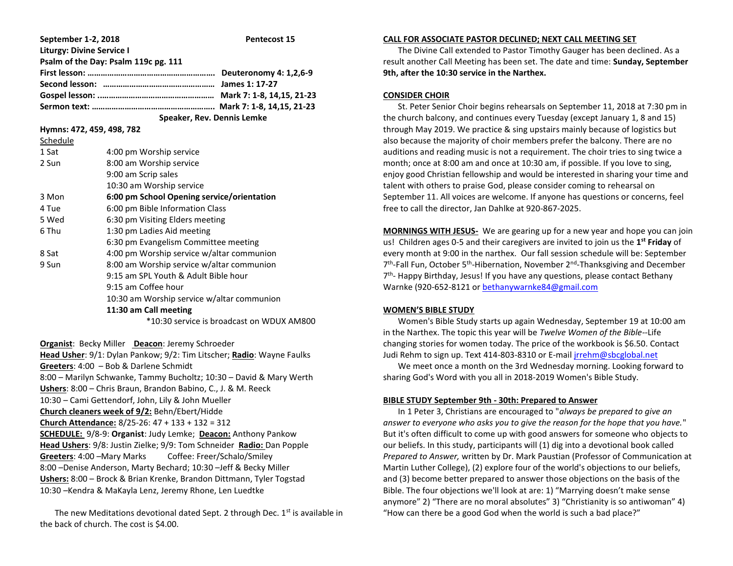**September 1-2, 2018** **Pentecost 15**

**Liturgy: Divine Service I**

**Psalm of the Day: Psalm 119c pg. 111**

**First lesson: ………………………………………………… Deuteronomy 4: 1,2,6-9**

**Second lesson: …………………………………………… James 1: 17-27**

**Gospel lesson: ..…………………………………………… Mark 7: 1-8, 14,15, 21-23**

**Sermon text: ……………………………………………… Mark 7: 1-8, 14,15, 21-23**

**Speaker, Rev. Dennis Lemke**

**Hymns: 472, 459, 498, 782**

Schedule

| | |
|---|---|
| 1 Sat | 4:00 pm Worship service |
| 2 Sun | 8:00 am Worship service |
| | 9:00 am Scrip sales |
| | 10:30 am Worship service |
| 3 Mon | **6:00 pm School Opening service/orientation** |
| 4 Tue | 6:00 pm Bible Information Class |
| 5 Wed | 6:30 pm Visiting Elders meeting |
| 6 Thu | 1:30 pm Ladies Aid meeting |
| | 6:30 pm Evangelism Committee meeting |
| 8 Sat | 4:00 pm Worship service w/altar communion |
| 9 Sun | 8:00 am Worship service w/altar communion |
| | 9:15 am SPL Youth & Adult Bible hour |
| | 9:15 am Coffee hour |
| | 10:30 am Worship service w/altar communion |
| | **11:30 am Call meeting** |

*10:30 service is broadcast on WDUX AM800

**Organist**: Becky Miller **Deacon**: Jeremy Schroeder

**Head Usher**: 9/1: Dylan Pankow; 9/2: Tim Litscher; **Radio**: Wayne Faulks

**Greeters**: 4:00 – Bob & Darlene Schmidt

8:00 – Marilyn Schwanke, Tammy Bucholtz; 10:30 – David & Mary Werth

**Ushers**: 8:00 – Chris Braun, Brandon Babino, C., J. & M. Reeck

10:30 – Cami Gettendorf, John, Lily & John Mueller

**Church cleaners week of 9/2:** Behn/Ebert/Hidde

**Church Attendance:** 8/25-26: 47 + 133 + 132 = 312

**SCHEDULE:** 9/8-9: **Organist**: Judy Lemke; **Deacon:** Anthony Pankow

**Head Ushers**: 9/8: Justin Zielke; 9/9: Tom Schneider **Radio:** Dan Popple

**Greeters**: 4:00 –Mary Marks Coffee: Freer/Schalo/Smiley

8:00 –Denise Anderson, Marty Bechard; 10:30 –Jeff & Becky Miller

**Ushers:** 8:00 – Brock & Brian Krenke, Brandon Dittmann, Tyler Togstad

10:30 –Kendra & MaKayla Lenz, Jeremy Rhone, Len Luedtke

The new Meditations devotional dated Sept. 2 through Dec. 1st is available in the back of church. The cost is $4.00.

**CALL FOR ASSOCIATE PASTOR DECLINED; NEXT CALL MEETING SET**

The Divine Call extended to Pastor Timothy Gauger has been declined. As a result another Call Meeting has been set. The date and time: **Sunday, September 9th, after the 10:30 service in the Narthex.**

**CONSIDER CHOIR**

St. Peter Senior Choir begins rehearsals on September 11, 2018 at 7:30 pm in the church balcony, and continues every Tuesday (except January 1, 8 and 15) through May 2019. We practice & sing upstairs mainly because of logistics but also because the majority of choir members prefer the balcony. There are no auditions and reading music is not a requirement. The choir tries to sing twice a month; once at 8:00 am and once at 10:30 am, if possible. If you love to sing, enjoy good Christian fellowship and would be interested in sharing your time and talent with others to praise God, please consider coming to rehearsal on September 11. All voices are welcome. If anyone has questions or concerns, feel free to call the director, Jan Dahlke at 920-867-2025.

**MORNINGS WITH JESUS-** We are gearing up for a new year and hope you can join us! Children ages 0-5 and their caregivers are invited to join us the **1st Friday** of every month at 9:00 in the narthex. Our fall session schedule will be: September 7th-Fall Fun, October 5th-Hibernation, November 2nd-Thanksgiving and December 7th- Happy Birthday, Jesus! If you have any questions, please contact Bethany Warnke (920-652-8121 or bethanywarnke84@gmail.com

**WOMEN'S BIBLE STUDY**

Women's Bible Study starts up again Wednesday, September 19 at 10:00 am in the Narthex. The topic this year will be *Twelve Women of the Bible*--Life changing stories for women today. The price of the workbook is $6.50. Contact Judi Rehm to sign up. Text 414-803-8310 or E-mail jrrehm@sbcglobal.net

We meet once a month on the 3rd Wednesday morning. Looking forward to sharing God's Word with you all in 2018-2019 Women's Bible Study.

**BIBLE STUDY September 9th - 30th: Prepared to Answer**

In 1 Peter 3, Christians are encouraged to "*always be prepared to give an answer to everyone who asks you to give the reason for the hope that you have.*" But it's often difficult to come up with good answers for someone who objects to our beliefs. In this study, participants will (1) dig into a devotional book called *Prepared to Answer,* written by Dr. Mark Paustian (Professor of Communication at Martin Luther College), (2) explore four of the world's objections to our beliefs, and (3) become better prepared to answer those objections on the basis of the Bible. The four objections we'll look at are: 1) "Marrying doesn't make sense anymore" 2) "There are no moral absolutes" 3) "Christianity is so antiwoman" 4) "How can there be a good God when the world is such a bad place?"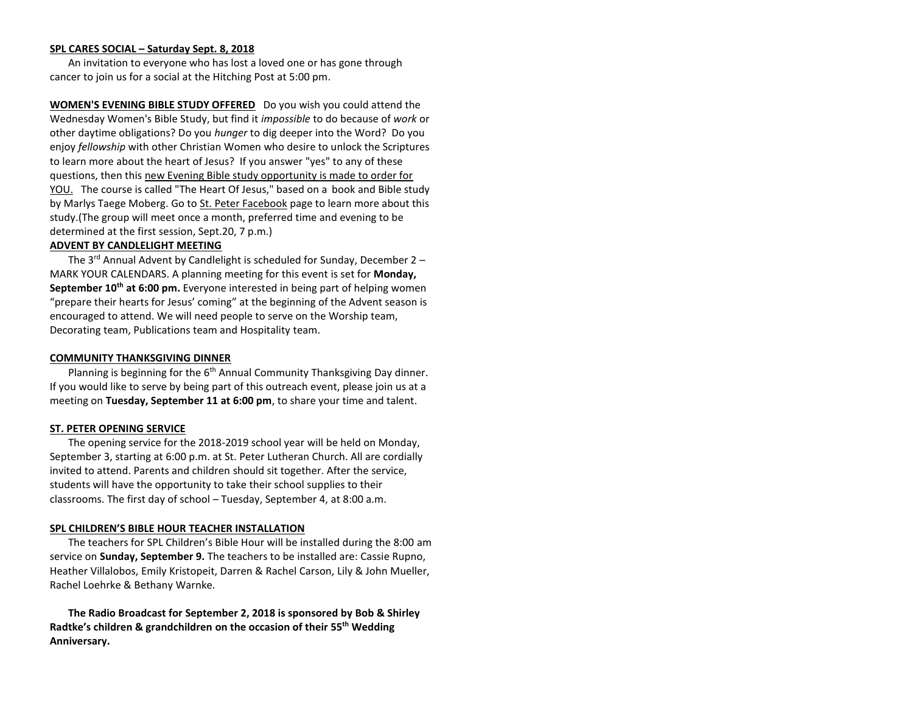**SPL CARES SOCIAL – Saturday Sept. 8, 2018**

An invitation to everyone who has lost a loved one or has gone through cancer to join us for a social at the Hitching Post at 5:00 pm.

**WOMEN'S EVENING BIBLE STUDY OFFERED** Do you wish you could attend the Wednesday Women's Bible Study, but find it *impossible* to do because of *work* or other daytime obligations? Do you *hunger* to dig deeper into the Word? Do you enjoy *fellowship* with other Christian Women who desire to unlock the Scriptures to learn more about the heart of Jesus? If you answer "yes" to any of these questions, then this new Evening Bible study opportunity is made to order for YOU. The course is called "The Heart Of Jesus," based on a book and Bible study by Marlys Taege Moberg. Go to St. Peter Facebook page to learn more about this study.(The group will meet once a month, preferred time and evening to be determined at the first session, Sept.20, 7 p.m.)

**ADVENT BY CANDLELIGHT MEETING**

The 3rd Annual Advent by Candlelight is scheduled for Sunday, December 2 – MARK YOUR CALENDARS. A planning meeting for this event is set for **Monday, September 10th at 6:00 pm.** Everyone interested in being part of helping women "prepare their hearts for Jesus' coming" at the beginning of the Advent season is encouraged to attend. We will need people to serve on the Worship team, Decorating team, Publications team and Hospitality team.

**COMMUNITY THANKSGIVING DINNER**

Planning is beginning for the 6th Annual Community Thanksgiving Day dinner. If you would like to serve by being part of this outreach event, please join us at a meeting on **Tuesday, September 11 at 6:00 pm**, to share your time and talent.

**ST. PETER OPENING SERVICE**

The opening service for the 2018-2019 school year will be held on Monday, September 3, starting at 6:00 p.m. at St. Peter Lutheran Church. All are cordially invited to attend. Parents and children should sit together. After the service, students will have the opportunity to take their school supplies to their classrooms. The first day of school – Tuesday, September 4, at 8:00 a.m.

**SPL CHILDREN'S BIBLE HOUR TEACHER INSTALLATION**

The teachers for SPL Children's Bible Hour will be installed during the 8:00 am service on **Sunday, September 9.** The teachers to be installed are: Cassie Rupno, Heather Villalobos, Emily Kristopeit, Darren & Rachel Carson, Lily & John Mueller, Rachel Loehrke & Bethany Warnke.

**The Radio Broadcast for September 2, 2018 is sponsored by Bob & Shirley Radtke's children & grandchildren on the occasion of their 55th Wedding Anniversary.**